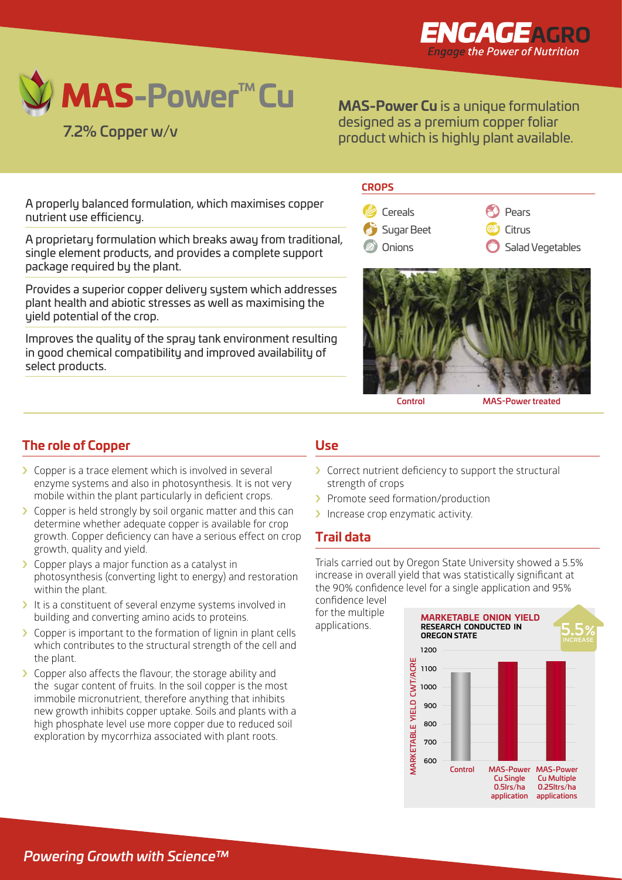ENGAGE AGRO
*Engage the Power of Nutrition*

# MAS-Power™ Cu

7.2% Copper w/v

**MAS-Power Cu** is a unique formulation designed as a premium copper foliar product which is highly plant available.

A properly balanced formulation, which maximises copper nutrient use efficiency.

A proprietary formulation which breaks away from traditional, single element products, and provides a complete support package required by the plant.

Provides a superior copper delivery system which addresses plant health and abiotic stresses as well as maximising the yield potential of the crop.

Improves the quality of the spray tank environment resulting in good chemical compatibility and improved availability of select products.

**CROPS**

- Cereals
- Sugar Beet
- Onions
- Pears
- Citrus
- Salad Vegetables

Control    MAS-Power treated

## The role of Copper

- Copper is a trace element which is involved in several enzyme systems and also in photosynthesis. It is not very mobile within the plant particularly in deficient crops.
- Copper is held strongly by soil organic matter and this can determine whether adequate copper is available for crop growth. Copper deficiency can have a serious effect on crop growth, quality and yield.
- Copper plays a major function as a catalyst in photosynthesis (converting light to energy) and restoration within the plant.
- It is a constituent of several enzyme systems involved in building and converting amino acids to proteins.
- Copper is important to the formation of lignin in plant cells which contributes to the structural strength of the cell and the plant.
- Copper also affects the flavour, the storage ability and the sugar content of fruits. In the soil copper is the most immobile micronutrient, therefore anything that inhibits new growth inhibits copper uptake. Soils and plants with a high phosphate level use more copper due to reduced soil exploration by mycorrhiza associated with plant roots.

## Use

- Correct nutrient deficiency to support the structural strength of crops
- Promote seed formation/production
- Increase crop enzymatic activity.

## Trail data

Trials carried out by Oregon State University showed a 5.5% increase in overall yield that was statistically significant at the 90% confidence level for a single application and 95% confidence level for the multiple applications.

**MARKETABLE ONION YIELD**
**RESEARCH CONDUCTED IN OREGON STATE**

5.5% INCREASE

MARKETABLE YIELD CWT/ACRE

1200
1100
1000
900
800
700
600

Control
MAS-Power Cu Single 0.5lrs/ha application
MAS-Power Cu Multiple 0.25ltrs/ha applications

*Powering Growth with Science™*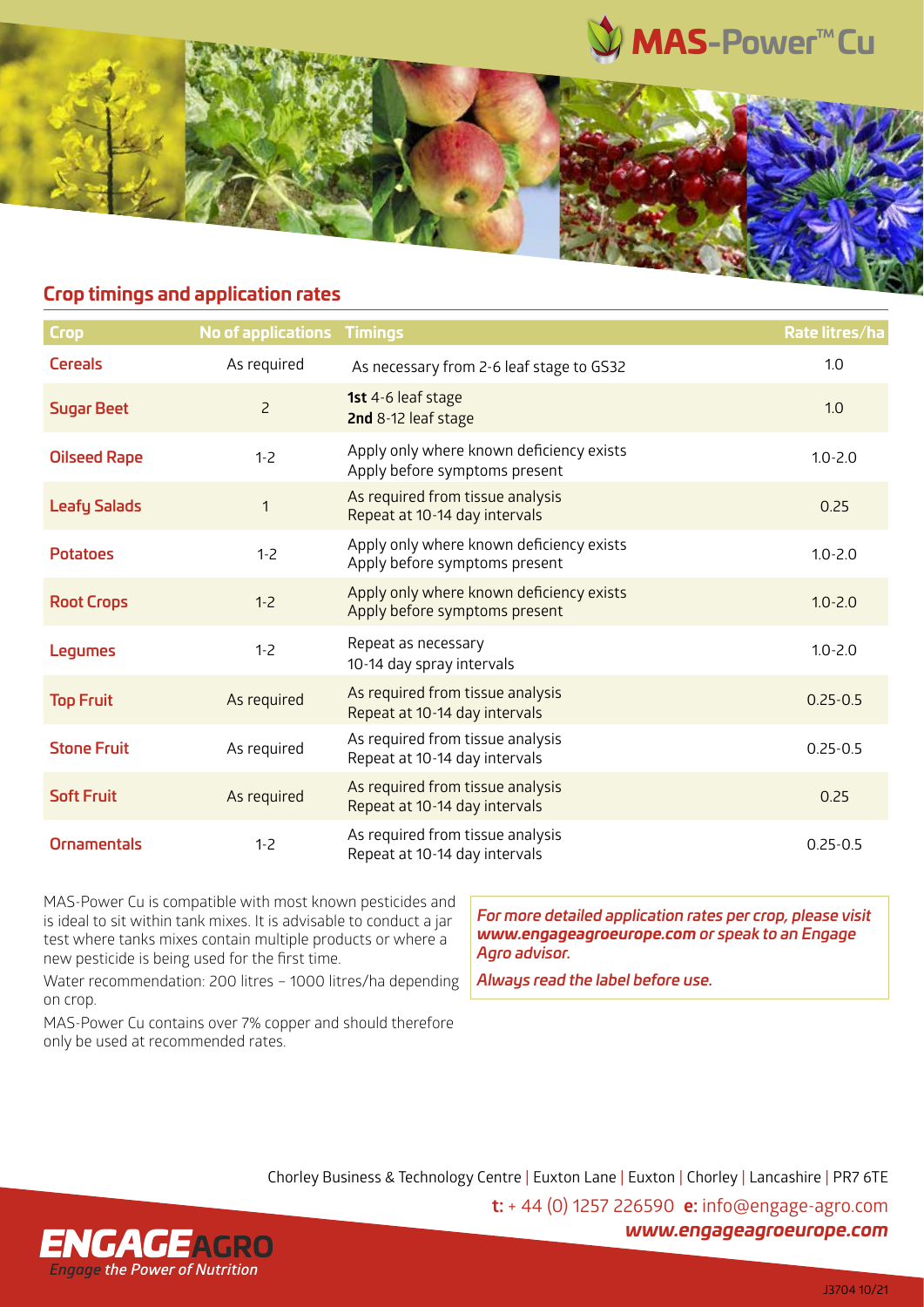# MAS-Power™ Cu

## Crop timings and application rates

| Crop | No of applications | Timings | Rate litres/ha |
|---|---|---|---|
| Cereals | As required | As necessary from 2-6 leaf stage to GS32 | 1.0 |
| Sugar Beet | 2 | **1st** 4-6 leaf stage<br>**2nd** 8-12 leaf stage | 1.0 |
| Oilseed Rape | 1-2 | Apply only where known deficiency exists<br>Apply before symptoms present | 1.0-2.0 |
| Leafy Salads | 1 | As required from tissue analysis<br>Repeat at 10-14 day intervals | 0.25 |
| Potatoes | 1-2 | Apply only where known deficiency exists<br>Apply before symptoms present | 1.0-2.0 |
| Root Crops | 1-2 | Apply only where known deficiency exists<br>Apply before symptoms present | 1.0-2.0 |
| Legumes | 1-2 | Repeat as necessary<br>10-14 day spray intervals | 1.0-2.0 |
| Top Fruit | As required | As required from tissue analysis<br>Repeat at 10-14 day intervals | 0.25-0.5 |
| Stone Fruit | As required | As required from tissue analysis<br>Repeat at 10-14 day intervals | 0.25-0.5 |
| Soft Fruit | As required | As required from tissue analysis<br>Repeat at 10-14 day intervals | 0.25 |
| Ornamentals | 1-2 | As required from tissue analysis<br>Repeat at 10-14 day intervals | 0.25-0.5 |

MAS-Power Cu is compatible with most known pesticides and is ideal to sit within tank mixes. It is advisable to conduct a jar test where tanks mixes contain multiple products or where a new pesticide is being used for the first time.

Water recommendation: 200 litres – 1000 litres/ha depending on crop.

MAS-Power Cu contains over 7% copper and should therefore only be used at recommended rates.

***For more detailed application rates per crop, please visit www.engageagroeurope.com or speak to an Engage Agro advisor.***

***Always read the label before use.***

Chorley Business & Technology Centre | Euxton Lane | Euxton | Chorley | Lancashire | PR7 6TE

**t:** + 44 (0) 1257 226590 **e:** info@engage-agro.com

***www.engageagroeurope.com***

**ENGAGE AGRO**
*Engage the Power of Nutrition*

J3704 10/21